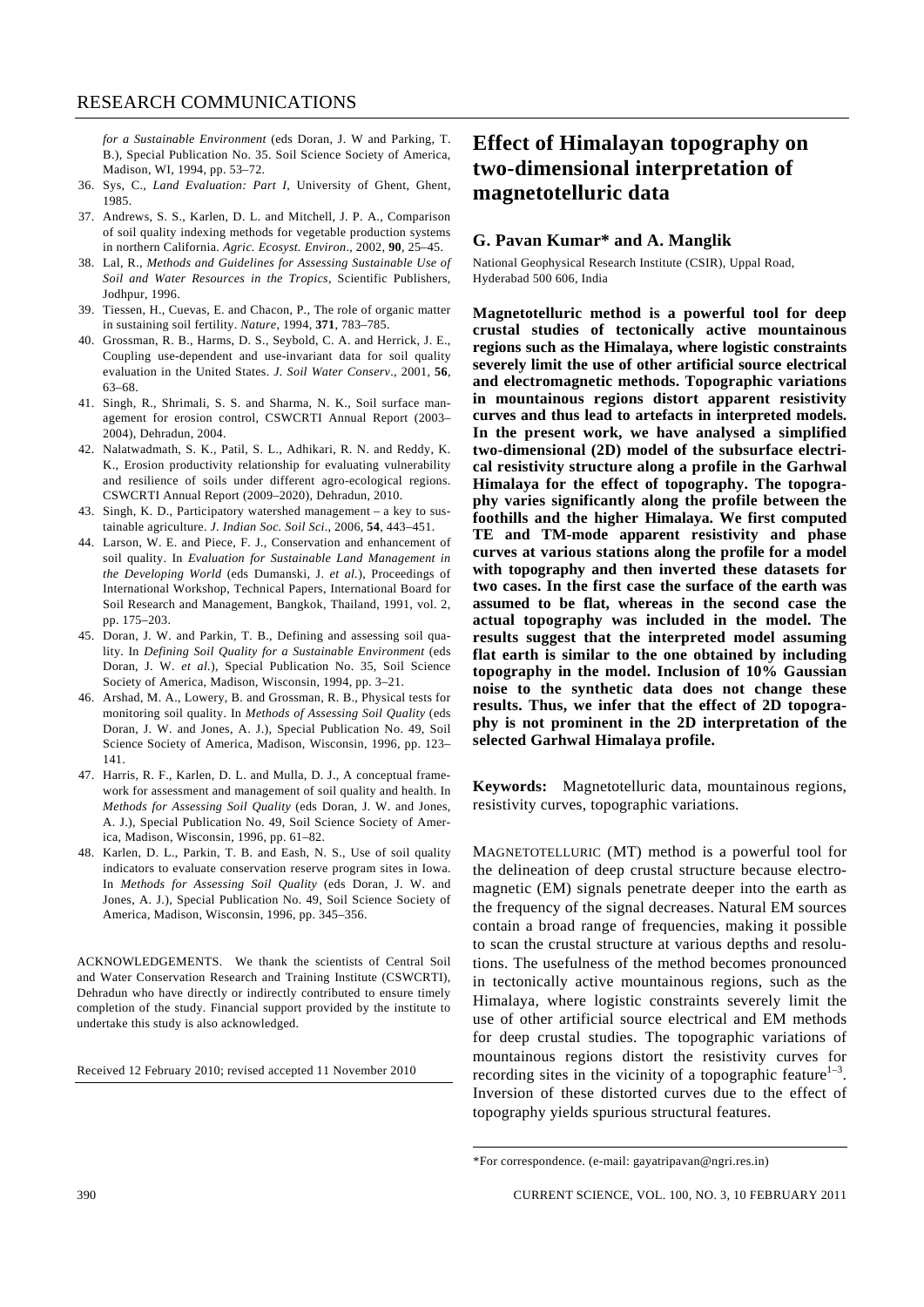*for a Sustainable Environment* (eds Doran, J. W and Parking, T. B.), Special Publication No. 35. Soil Science Society of America, Madison, WI, 1994, pp. 53–72.

36. Sys, C., *Land Evaluation: Part I*, University of Ghent, Ghent, 1985.
37. Andrews, S. S., Karlen, D. L. and Mitchell, J. P. A., Comparison of soil quality indexing methods for vegetable production systems in northern California. *Agric. Ecosyst. Environ*., 2002, **90**, 25–45.
38. Lal, R., *Methods and Guidelines for Assessing Sustainable Use of Soil and Water Resources in the Tropics*, Scientific Publishers, Jodhpur, 1996.
39. Tiessen, H., Cuevas, E. and Chacon, P., The role of organic matter in sustaining soil fertility. *Nature*, 1994, **371**, 783–785.
40. Grossman, R. B., Harms, D. S., Seybold, C. A. and Herrick, J. E., Coupling use-dependent and use-invariant data for soil quality evaluation in the United States. *J. Soil Water Conserv*., 2001, **56**, 63–68.
41. Singh, R., Shrimali, S. S. and Sharma, N. K., Soil surface management for erosion control, CSWCRTI Annual Report (2003–2004), Dehradun, 2004.
42. Nalatwadmath, S. K., Patil, S. L., Adhikari, R. N. and Reddy, K. K., Erosion productivity relationship for evaluating vulnerability and resilience of soils under different agro-ecological regions. CSWCRTI Annual Report (2009–2020), Dehradun, 2010.
43. Singh, K. D., Participatory watershed management – a key to sustainable agriculture. *J. Indian Soc. Soil Sci*., 2006, **54**, 443–451.
44. Larson, W. E. and Piece, F. J., Conservation and enhancement of soil quality. In *Evaluation for Sustainable Land Management in the Developing World* (eds Dumanski, J. *et al.*), Proceedings of International Workshop, Technical Papers, International Board for Soil Research and Management, Bangkok, Thailand, 1991, vol. 2, pp. 175–203.
45. Doran, J. W. and Parkin, T. B., Defining and assessing soil quality. In *Defining Soil Quality for a Sustainable Environment* (eds Doran, J. W. *et al.*), Special Publication No. 35, Soil Science Society of America, Madison, Wisconsin, 1994, pp. 3–21.
46. Arshad, M. A., Lowery, B. and Grossman, R. B., Physical tests for monitoring soil quality. In *Methods of Assessing Soil Quality* (eds Doran, J. W. and Jones, A. J.), Special Publication No. 49, Soil Science Society of America, Madison, Wisconsin, 1996, pp. 123–141.
47. Harris, R. F., Karlen, D. L. and Mulla, D. J., A conceptual framework for assessment and management of soil quality and health. In *Methods for Assessing Soil Quality* (eds Doran, J. W. and Jones, A. J.), Special Publication No. 49, Soil Science Society of America, Madison, Wisconsin, 1996, pp. 61–82.
48. Karlen, D. L., Parkin, T. B. and Eash, N. S., Use of soil quality indicators to evaluate conservation reserve program sites in Iowa. In *Methods for Assessing Soil Quality* (eds Doran, J. W. and Jones, A. J.), Special Publication No. 49, Soil Science Society of America, Madison, Wisconsin, 1996, pp. 345–356.

ACKNOWLEDGEMENTS. We thank the scientists of Central Soil and Water Conservation Research and Training Institute (CSWCRTI), Dehradun who have directly or indirectly contributed to ensure timely completion of the study. Financial support provided by the institute to undertake this study is also acknowledged.

Received 12 February 2010; revised accepted 11 November 2010

# Effect of Himalayan topography on two-dimensional interpretation of magnetotelluric data

## G. Pavan Kumar* and A. Manglik

National Geophysical Research Institute (CSIR), Uppal Road, Hyderabad 500 606, India

**Magnetotelluric method is a powerful tool for deep crustal studies of tectonically active mountainous regions such as the Himalaya, where logistic constraints severely limit the use of other artificial source electrical and electromagnetic methods. Topographic variations in mountainous regions distort apparent resistivity curves and thus lead to artefacts in interpreted models. In the present work, we have analysed a simplified two-dimensional (2D) model of the subsurface electrical resistivity structure along a profile in the Garhwal Himalaya for the effect of topography. The topography varies significantly along the profile between the foothills and the higher Himalaya. We first computed TE and TM-mode apparent resistivity and phase curves at various stations along the profile for a model with topography and then inverted these datasets for two cases. In the first case the surface of the earth was assumed to be flat, whereas in the second case the actual topography was included in the model. The results suggest that the interpreted model assuming flat earth is similar to the one obtained by including topography in the model. Inclusion of 10% Gaussian noise to the synthetic data does not change these results. Thus, we infer that the effect of 2D topography is not prominent in the 2D interpretation of the selected Garhwal Himalaya profile.**

**Keywords:** Magnetotelluric data, mountainous regions, resistivity curves, topographic variations.

MAGNETOTELLURIC (MT) method is a powerful tool for the delineation of deep crustal structure because electromagnetic (EM) signals penetrate deeper into the earth as the frequency of the signal decreases. Natural EM sources contain a broad range of frequencies, making it possible to scan the crustal structure at various depths and resolutions. The usefulness of the method becomes pronounced in tectonically active mountainous regions, such as the Himalaya, where logistic constraints severely limit the use of other artificial source electrical and EM methods for deep crustal studies. The topographic variations of mountainous regions distort the resistivity curves for recording sites in the vicinity of a topographic feature[1–3]. Inversion of these distorted curves due to the effect of topography yields spurious structural features.

*For correspondence. (e-mail: gayatripavan@ngri.res.in)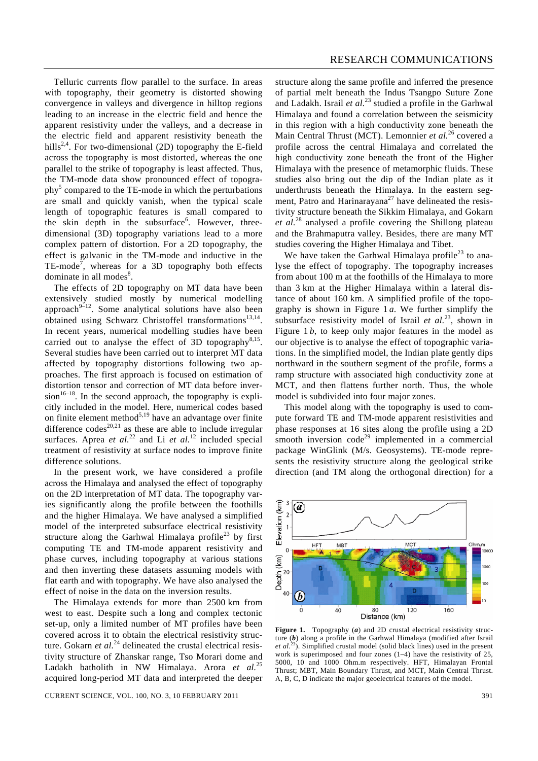Telluric currents flow parallel to the surface. In areas with topography, their geometry is distorted showing convergence in valleys and divergence in hilltop regions leading to an increase in the electric field and hence the apparent resistivity under the valleys, and a decrease in the electric field and apparent resistivity beneath the hills[2,4]. For two-dimensional (2D) topography the E-field across the topography is most distorted, whereas the one parallel to the strike of topography is least affected. Thus, the TM-mode data show pronounced effect of topography[5] compared to the TE-mode in which the perturbations are small and quickly vanish, when the typical scale length of topographic features is small compared to the skin depth in the subsurface[6]. However, three-dimensional (3D) topography variations lead to a more complex pattern of distortion. For a 2D topography, the effect is galvanic in the TM-mode and inductive in the TE-mode[7], whereas for a 3D topography both effects dominate in all modes[8].

The effects of 2D topography on MT data have been extensively studied mostly by numerical modelling approach[9–12]. Some analytical solutions have also been obtained using Schwarz Christoffel transformations[13,14]. In recent years, numerical modelling studies have been carried out to analyse the effect of 3D topography[8,15]. Several studies have been carried out to interpret MT data affected by topography distortions following two approaches. The first approach is focused on estimation of distortion tensor and correction of MT data before inversion[16–18]. In the second approach, the topography is explicitly included in the model. Here, numerical codes based on finite element method[5,19] have an advantage over finite difference codes[20,21] as these are able to include irregular surfaces. Aprea *et al.*[22] and Li *et al.*[12] included special treatment of resistivity at surface nodes to improve finite difference solutions.

In the present work, we have considered a profile across the Himalaya and analysed the effect of topography on the 2D interpretation of MT data. The topography varies significantly along the profile between the foothills and the higher Himalaya. We have analysed a simplified model of the interpreted subsurface electrical resistivity structure along the Garhwal Himalaya profile[23] by first computing TE and TM-mode apparent resistivity and phase curves, including topography at various stations and then inverting these datasets assuming models with flat earth and with topography. We have also analysed the effect of noise in the data on the inversion results.

The Himalaya extends for more than 2500 km from west to east. Despite such a long and complex tectonic set-up, only a limited number of MT profiles have been covered across it to obtain the electrical resistivity structure. Gokarn *et al.*[24] delineated the crustal electrical resistivity structure of Zhanskar range, Tso Morari dome and Ladakh batholith in NW Himalaya. Arora *et al.*[25] acquired long-period MT data and interpreted the deeper structure along the same profile and inferred the presence of partial melt beneath the Indus Tsangpo Suture Zone and Ladakh. Israil *et al.*[23] studied a profile in the Garhwal Himalaya and found a correlation between the seismicity in this region with a high conductivity zone beneath the Main Central Thrust (MCT). Lemonnier *et al.*[26] covered a profile across the central Himalaya and correlated the high conductivity zone beneath the front of the Higher Himalaya with the presence of metamorphic fluids. These studies also bring out the dip of the Indian plate as it underthrusts beneath the Himalaya. In the eastern segment, Patro and Harinarayana[27] have delineated the resistivity structure beneath the Sikkim Himalaya, and Gokarn *et al.*[28] analysed a profile covering the Shillong plateau and the Brahmaputra valley. Besides, there are many MT studies covering the Higher Himalaya and Tibet.

We have taken the Garhwal Himalaya profile[23] to analyse the effect of topography. The topography increases from about 100 m at the foothills of the Himalaya to more than 3 km at the Higher Himalaya within a lateral distance of about 160 km. A simplified profile of the topography is shown in Figure 1 *a*. We further simplify the subsurface resistivity model of Israil *et al.*[23], shown in Figure 1 *b*, to keep only major features in the model as our objective is to analyse the effect of topographic variations. In the simplified model, the Indian plate gently dips northward in the southern segment of the profile, forms a ramp structure with associated high conductivity zone at MCT, and then flattens further north. Thus, the whole model is subdivided into four major zones.

This model along with the topography is used to compute forward TE and TM-mode apparent resistivities and phase responses at 16 sites along the profile using a 2D smooth inversion code[29] implemented in a commercial package WinGlink (M/s. Geosystems). TE-mode represents the resistivity structure along the geological strike direction (and TM along the orthogonal direction) for a

**Figure 1.** Topography (***a***) and 2D crustal electrical resistivity structure (***b***) along a profile in the Garhwal Himalaya (modified after Israil *et al.*[23]). Simplified crustal model (solid black lines) used in the present work is superimposed and four zones (1–4) have the resistivity of 25, 5000, 10 and 1000 Ohm.m respectively. HFT, Himalayan Frontal Thrust; MBT, Main Boundary Thrust, and MCT, Main Central Thrust. A, B, C, D indicate the major geoelectrical features of the model.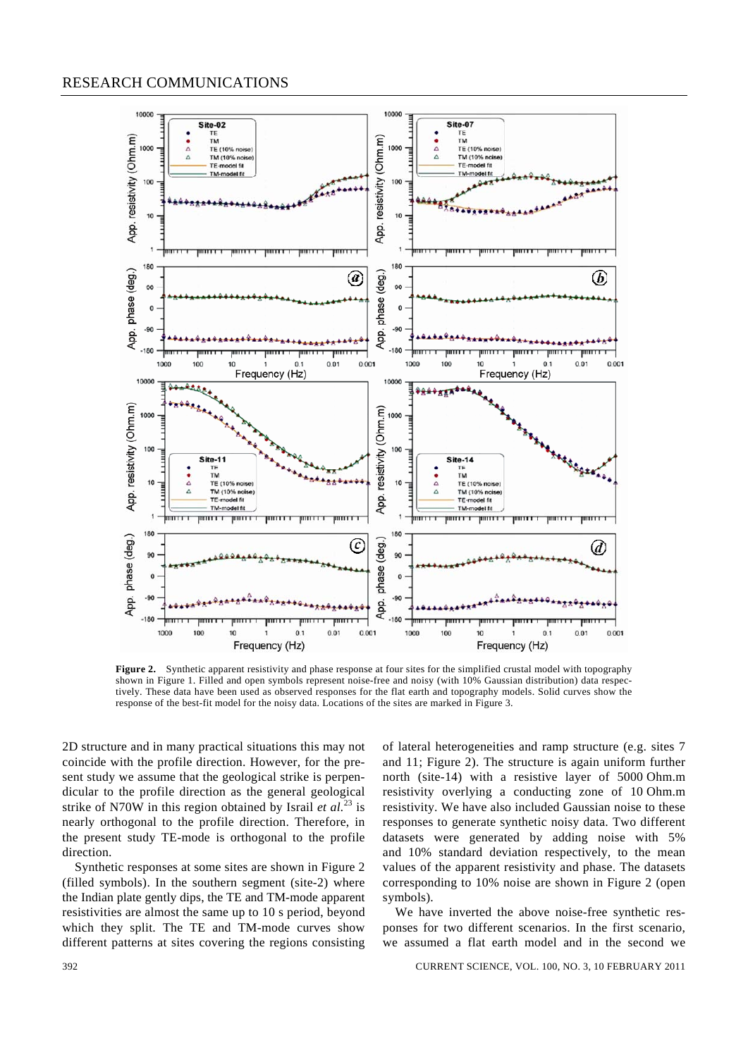**Figure 2.** Synthetic apparent resistivity and phase response at four sites for the simplified crustal model with topography shown in Figure 1. Filled and open symbols represent noise-free and noisy (with 10% Gaussian distribution) data respectively. These data have been used as observed responses for the flat earth and topography models. Solid curves show the response of the best-fit model for the noisy data. Locations of the sites are marked in Figure 3.

2D structure and in many practical situations this may not coincide with the profile direction. However, for the present study we assume that the geological strike is perpendicular to the profile direction as the general geological strike of N70W in this region obtained by Israil *et al.*[23] is nearly orthogonal to the profile direction. Therefore, in the present study TE-mode is orthogonal to the profile direction.

Synthetic responses at some sites are shown in Figure 2 (filled symbols). In the southern segment (site-2) where the Indian plate gently dips, the TE and TM-mode apparent resistivities are almost the same up to 10 s period, beyond which they split. The TE and TM-mode curves show different patterns at sites covering the regions consisting of lateral heterogeneities and ramp structure (e.g. sites 7 and 11; Figure 2). The structure is again uniform further north (site-14) with a resistive layer of 5000 Ohm.m resistivity overlying a conducting zone of 10 Ohm.m resistivity. We have also included Gaussian noise to these responses to generate synthetic noisy data. Two different datasets were generated by adding noise with 5% and 10% standard deviation respectively, to the mean values of the apparent resistivity and phase. The datasets corresponding to 10% noise are shown in Figure 2 (open symbols).

We have inverted the above noise-free synthetic responses for two different scenarios. In the first scenario, we assumed a flat earth model and in the second we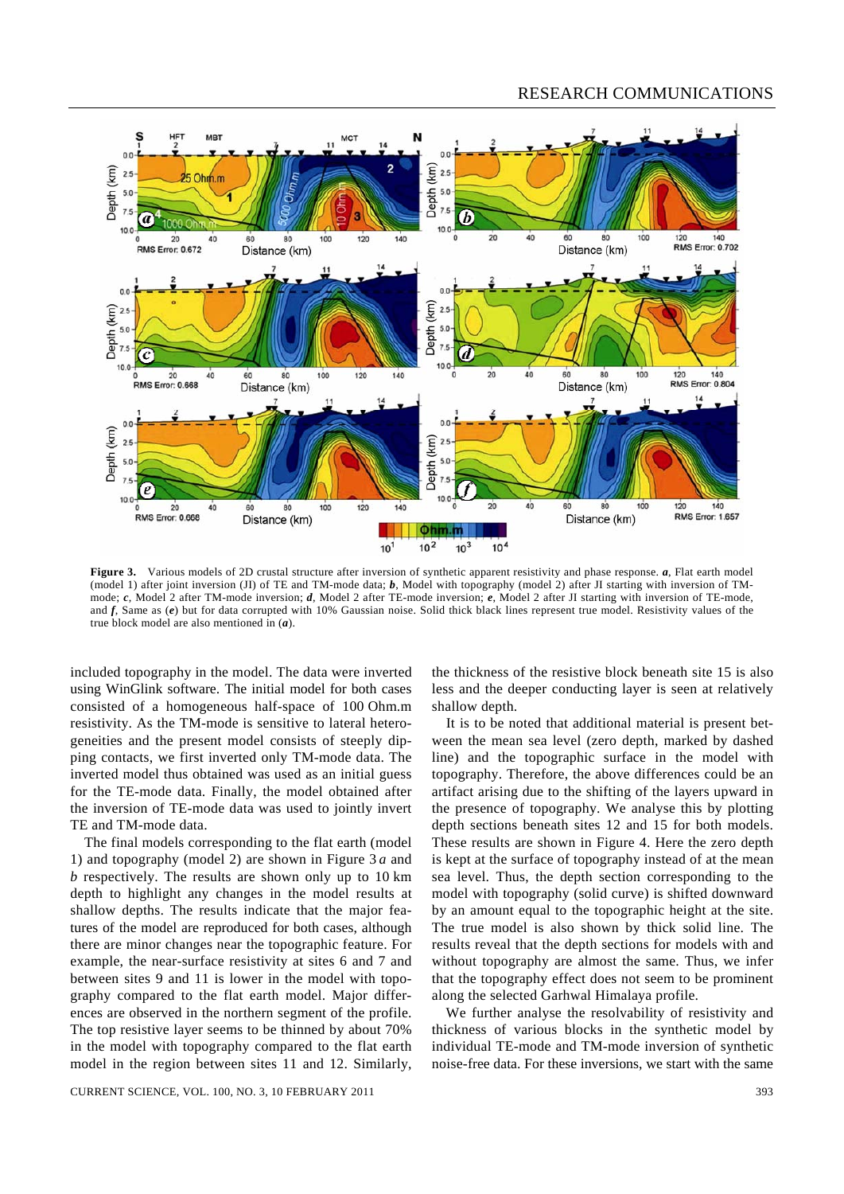**Figure 3.** Various models of 2D crustal structure after inversion of synthetic apparent resistivity and phase response. ***a***, Flat earth model (model 1) after joint inversion (JI) of TE and TM-mode data; ***b***, Model with topography (model 2) after JI starting with inversion of TM-mode; ***c***, Model 2 after TM-mode inversion; ***d***, Model 2 after TE-mode inversion; ***e***, Model 2 after JI starting with inversion of TE-mode, and ***f***, Same as (***e***) but for data corrupted with 10% Gaussian noise. Solid thick black lines represent true model. Resistivity values of the true block model are also mentioned in (***a***).

included topography in the model. The data were inverted using WinGlink software. The initial model for both cases consisted of a homogeneous half-space of 100 Ohm.m resistivity. As the TM-mode is sensitive to lateral heterogeneities and the present model consists of steeply dipping contacts, we first inverted only TM-mode data. The inverted model thus obtained was used as an initial guess for the TE-mode data. Finally, the model obtained after the inversion of TE-mode data was used to jointly invert TE and TM-mode data.

The final models corresponding to the flat earth (model 1) and topography (model 2) are shown in Figure 3 *a* and *b* respectively. The results are shown only up to 10 km depth to highlight any changes in the model results at shallow depths. The results indicate that the major features of the model are reproduced for both cases, although there are minor changes near the topographic feature. For example, the near-surface resistivity at sites 6 and 7 and between sites 9 and 11 is lower in the model with topography compared to the flat earth model. Major differences are observed in the northern segment of the profile. The top resistive layer seems to be thinned by about 70% in the model with topography compared to the flat earth model in the region between sites 11 and 12. Similarly, the thickness of the resistive block beneath site 15 is also less and the deeper conducting layer is seen at relatively shallow depth.

It is to be noted that additional material is present between the mean sea level (zero depth, marked by dashed line) and the topographic surface in the model with topography. Therefore, the above differences could be an artifact arising due to the shifting of the layers upward in the presence of topography. We analyse this by plotting depth sections beneath sites 12 and 15 for both models. These results are shown in Figure 4. Here the zero depth is kept at the surface of topography instead of at the mean sea level. Thus, the depth section corresponding to the model with topography (solid curve) is shifted downward by an amount equal to the topographic height at the site. The true model is also shown by thick solid line. The results reveal that the depth sections for models with and without topography are almost the same. Thus, we infer that the topography effect does not seem to be prominent along the selected Garhwal Himalaya profile.

We further analyse the resolvability of resistivity and thickness of various blocks in the synthetic model by individual TE-mode and TM-mode inversion of synthetic noise-free data. For these inversions, we start with the same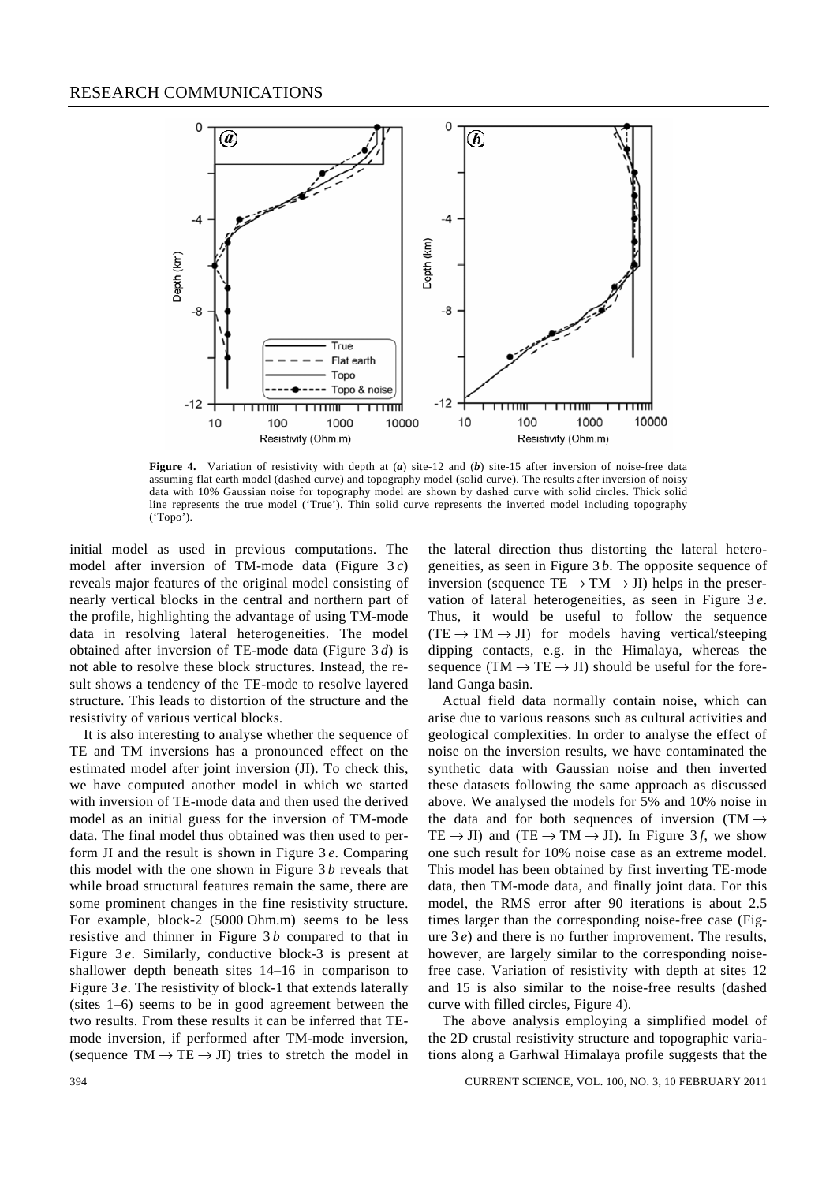**Figure 4.** Variation of resistivity with depth at (***a***) site-12 and (***b***) site-15 after inversion of noise-free data assuming flat earth model (dashed curve) and topography model (solid curve). The results after inversion of noisy data with 10% Gaussian noise for topography model are shown by dashed curve with solid circles. Thick solid line represents the true model ('True'). Thin solid curve represents the inverted model including topography ('Topo').

initial model as used in previous computations. The model after inversion of TM-mode data (Figure 3 *c*) reveals major features of the original model consisting of nearly vertical blocks in the central and northern part of the profile, highlighting the advantage of using TM-mode data in resolving lateral heterogeneities. The model obtained after inversion of TE-mode data (Figure 3 *d*) is not able to resolve these block structures. Instead, the result shows a tendency of the TE-mode to resolve layered structure. This leads to distortion of the structure and the resistivity of various vertical blocks.

It is also interesting to analyse whether the sequence of TE and TM inversions has a pronounced effect on the estimated model after joint inversion (JI). To check this, we have computed another model in which we started with inversion of TE-mode data and then used the derived model as an initial guess for the inversion of TM-mode data. The final model thus obtained was then used to perform JI and the result is shown in Figure 3 *e*. Comparing this model with the one shown in Figure 3 *b* reveals that while broad structural features remain the same, there are some prominent changes in the fine resistivity structure. For example, block-2 (5000 Ohm.m) seems to be less resistive and thinner in Figure 3 *b* compared to that in Figure 3 *e*. Similarly, conductive block-3 is present at shallower depth beneath sites 14–16 in comparison to Figure 3 *e*. The resistivity of block-1 that extends laterally (sites 1–6) seems to be in good agreement between the two results. From these results it can be inferred that TE-mode inversion, if performed after TM-mode inversion, (sequence TM → TE → JI) tries to stretch the model in the lateral direction thus distorting the lateral heterogeneities, as seen in Figure 3 *b*. The opposite sequence of inversion (sequence TE → TM → JI) helps in the preservation of lateral heterogeneities, as seen in Figure 3 *e*. Thus, it would be useful to follow the sequence (TE → TM → JI) for models having vertical/steeping dipping contacts, e.g. in the Himalaya, whereas the sequence (TM → TE → JI) should be useful for the foreland Ganga basin.

Actual field data normally contain noise, which can arise due to various reasons such as cultural activities and geological complexities. In order to analyse the effect of noise on the inversion results, we have contaminated the synthetic data with Gaussian noise and then inverted these datasets following the same approach as discussed above. We analysed the models for 5% and 10% noise in the data and for both sequences of inversion (TM → TE → JI) and (TE → TM → JI). In Figure 3 *f*, we show one such result for 10% noise case as an extreme model. This model has been obtained by first inverting TE-mode data, then TM-mode data, and finally joint data. For this model, the RMS error after 90 iterations is about 2.5 times larger than the corresponding noise-free case (Figure 3 *e*) and there is no further improvement. The results, however, are largely similar to the corresponding noise-free case. Variation of resistivity with depth at sites 12 and 15 is also similar to the noise-free results (dashed curve with filled circles, Figure 4).

The above analysis employing a simplified model of the 2D crustal resistivity structure and topographic variations along a Garhwal Himalaya profile suggests that the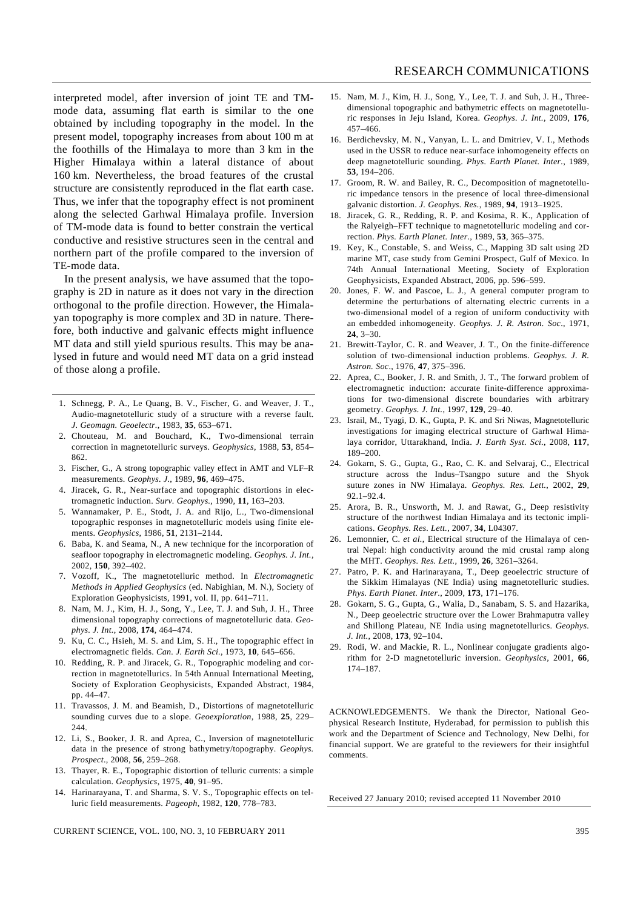interpreted model, after inversion of joint TE and TM-mode data, assuming flat earth is similar to the one obtained by including topography in the model. In the present model, topography increases from about 100 m at the foothills of the Himalaya to more than 3 km in the Higher Himalaya within a lateral distance of about 160 km. Nevertheless, the broad features of the crustal structure are consistently reproduced in the flat earth case. Thus, we infer that the topography effect is not prominent along the selected Garhwal Himalaya profile. Inversion of TM-mode data is found to better constrain the vertical conductive and resistive structures seen in the central and northern part of the profile compared to the inversion of TE-mode data.

In the present analysis, we have assumed that the topography is 2D in nature as it does not vary in the direction orthogonal to the profile direction. However, the Himalayan topography is more complex and 3D in nature. Therefore, both inductive and galvanic effects might influence MT data and still yield spurious results. This may be analysed in future and would need MT data on a grid instead of those along a profile.

1. Schnegg, P. A., Le Quang, B. V., Fischer, G. and Weaver, J. T., Audio-magnetotelluric study of a structure with a reverse fault. *J. Geomagn. Geoelectr.*, 1983, **35**, 653–671.
2. Chouteau, M. and Bouchard, K., Two-dimensional terrain correction in magnetotelluric surveys. *Geophysics*, 1988, **53**, 854–862.
3. Fischer, G., A strong topographic valley effect in AMT and VLF–R measurements. *Geophys. J.*, 1989, **96**, 469–475.
4. Jiracek, G. R., Near-surface and topographic distortions in electromagnetic induction. *Surv. Geophys.*, 1990, **11**, 163–203.
5. Wannamaker, P. E., Stodt, J. A. and Rijo, L., Two-dimensional topographic responses in magnetotelluric models using finite elements. *Geophysics*, 1986, **51**, 2131–2144.
6. Baba, K. and Seama, N., A new technique for the incorporation of seafloor topography in electromagnetic modeling. *Geophys. J. Int.*, 2002, **150**, 392–402.
7. Vozoff, K., The magnetotelluric method. In *Electromagnetic Methods in Applied Geophysics* (ed. Nabighian, M. N.), Society of Exploration Geophysicists, 1991, vol. II, pp. 641–711.
8. Nam, M. J., Kim, H. J., Song, Y., Lee, T. J. and Suh, J. H., Three dimensional topography corrections of magnetotelluric data. *Geophys. J. Int.*, 2008, **174**, 464–474.
9. Ku, C. C., Hsieh, M. S. and Lim, S. H., The topographic effect in electromagnetic fields. *Can. J. Earth Sci.*, 1973, **10**, 645–656.
10. Redding, R. P. and Jiracek, G. R., Topographic modeling and correction in magnetotellurics. In 54th Annual International Meeting, Society of Exploration Geophysicists, Expanded Abstract, 1984, pp. 44–47.
11. Travassos, J. M. and Beamish, D., Distortions of magnetotelluric sounding curves due to a slope. *Geoexploration*, 1988, **25**, 229–244.
12. Li, S., Booker, J. R. and Aprea, C., Inversion of magnetotelluric data in the presence of strong bathymetry/topography. *Geophys. Prospect.*, 2008, **56**, 259–268.
13. Thayer, R. E., Topographic distortion of telluric currents: a simple calculation. *Geophysics*, 1975, **40**, 91–95.
14. Harinarayana, T. and Sharma, S. V. S., Topographic effects on telluric field measurements. *Pageoph*, 1982, **120**, 778–783.
15. Nam, M. J., Kim, H. J., Song, Y., Lee, T. J. and Suh, J. H., Three-dimensional topographic and bathymetric effects on magnetotelluric responses in Jeju Island, Korea. *Geophys. J. Int.*, 2009, **176**, 457–466.
16. Berdichevsky, M. N., Vanyan, L. L. and Dmitriev, V. I., Methods used in the USSR to reduce near-surface inhomogeneity effects on deep magnetotelluric sounding. *Phys. Earth Planet. Inter.*, 1989, **53**, 194–206.
17. Groom, R. W. and Bailey, R. C., Decomposition of magnetotelluric impedance tensors in the presence of local three-dimensional galvanic distortion. *J. Geophys. Res.*, 1989, **94**, 1913–1925.
18. Jiracek, G. R., Redding, R. P. and Kosima, R. K., Application of the Ralyeigh–FFT technique to magnetotelluric modeling and correction. *Phys. Earth Planet. Inter.*, 1989, **53**, 365–375.
19. Key, K., Constable, S. and Weiss, C., Mapping 3D salt using 2D marine MT, case study from Gemini Prospect, Gulf of Mexico. In 74th Annual International Meeting, Society of Exploration Geophysicists, Expanded Abstract, 2006, pp. 596–599.
20. Jones, F. W. and Pascoe, L. J., A general computer program to determine the perturbations of alternating electric currents in a two-dimensional model of a region of uniform conductivity with an embedded inhomogeneity. *Geophys. J. R. Astron. Soc.*, 1971, **24**, 3–30.
21. Brewitt-Taylor, C. R. and Weaver, J. T., On the finite-difference solution of two-dimensional induction problems. *Geophys. J. R. Astron. Soc.*, 1976, **47**, 375–396.
22. Aprea, C., Booker, J. R. and Smith, J. T., The forward problem of electromagnetic induction: accurate finite-difference approximations for two-dimensional discrete boundaries with arbitrary geometry. *Geophys. J. Int.*, 1997, **129**, 29–40.
23. Israil, M., Tyagi, D. K., Gupta, P. K. and Sri Niwas, Magnetotelluric investigations for imaging electrical structure of Garhwal Himalaya corridor, Uttarakhand, India. *J. Earth Syst. Sci.*, 2008, **117**, 189–200.
24. Gokarn, S. G., Gupta, G., Rao, C. K. and Selvaraj, C., Electrical structure across the Indus–Tsangpo suture and the Shyok suture zones in NW Himalaya. *Geophys. Res. Lett.*, 2002, **29**, 92.1–92.4.
25. Arora, B. R., Unsworth, M. J. and Rawat, G., Deep resistivity structure of the northwest Indian Himalaya and its tectonic implications. *Geophys. Res. Lett.*, 2007, **34**, L04307.
26. Lemonnier, C. *et al.*, Electrical structure of the Himalaya of central Nepal: high conductivity around the mid crustal ramp along the MHT. *Geophys. Res. Lett.*, 1999, **26**, 3261–3264.
27. Patro, P. K. and Harinarayana, T., Deep geoelectric structure of the Sikkim Himalayas (NE India) using magnetotelluric studies. *Phys. Earth Planet. Inter.*, 2009, **173**, 171–176.
28. Gokarn, S. G., Gupta, G., Walia, D., Sanabam, S. S. and Hazarika, N., Deep geoelectric structure over the Lower Brahmaputra valley and Shillong Plateau, NE India using magnetotellurics. *Geophys. J. Int.*, 2008, **173**, 92–104.
29. Rodi, W. and Mackie, R. L., Nonlinear conjugate gradients algorithm for 2-D magnetotelluric inversion. *Geophysics*, 2001, **66**, 174–187.

ACKNOWLEDGEMENTS. We thank the Director, National Geophysical Research Institute, Hyderabad, for permission to publish this work and the Department of Science and Technology, New Delhi, for financial support. We are grateful to the reviewers for their insightful comments.

Received 27 January 2010; revised accepted 11 November 2010